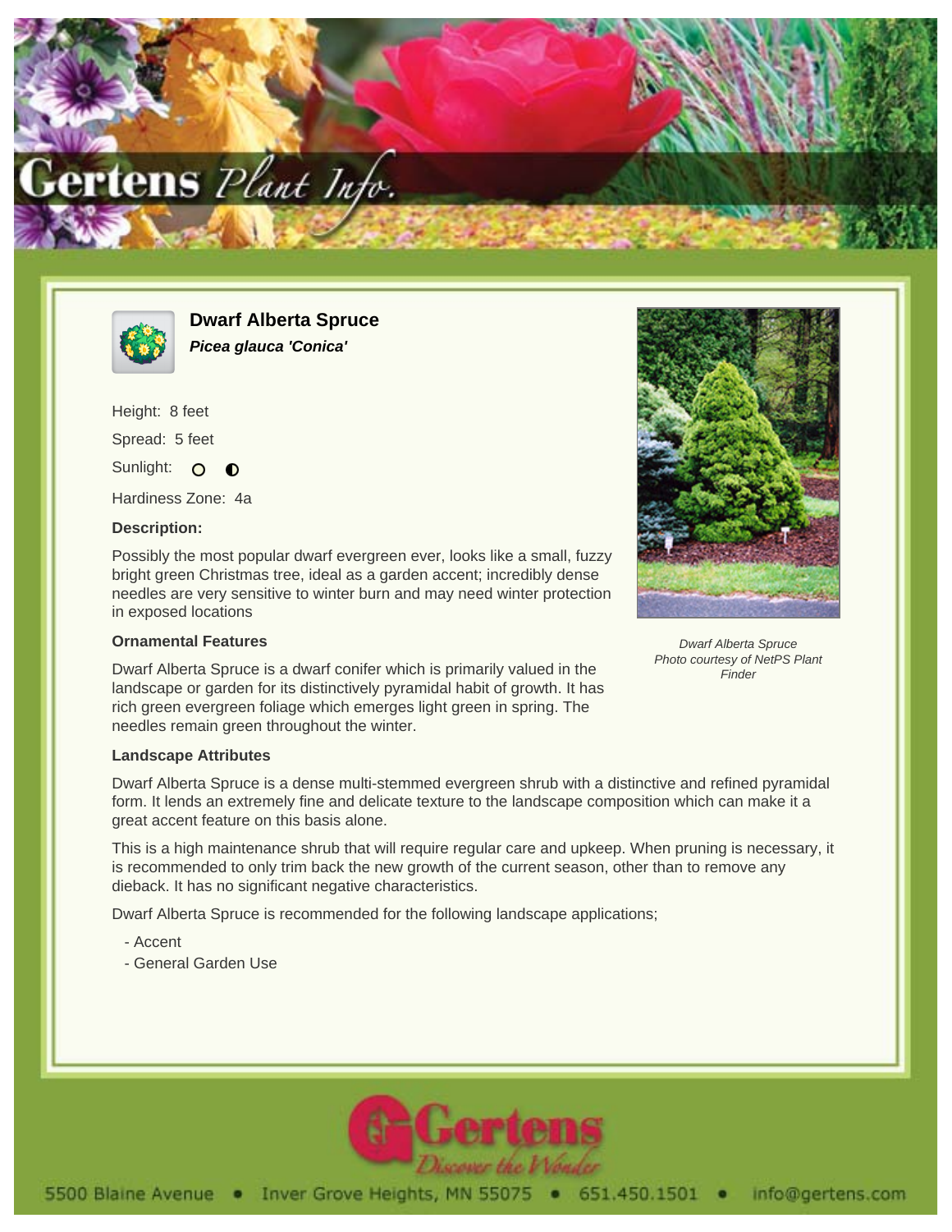# Dwarf Alberta Spruce

***Picea glauca 'Conica'***

Height: 8 feet

Spread: 5 feet

Sunlight: ○ ◐

Hardiness Zone: 4a

**Description:**

Possibly the most popular dwarf evergreen ever, looks like a small, fuzzy bright green Christmas tree, ideal as a garden accent; incredibly dense needles are very sensitive to winter burn and may need winter protection in exposed locations

*Dwarf Alberta Spruce*
*Photo courtesy of NetPS Plant Finder*

**Ornamental Features**

Dwarf Alberta Spruce is a dwarf conifer which is primarily valued in the landscape or garden for its distinctively pyramidal habit of growth. It has rich green evergreen foliage which emerges light green in spring. The needles remain green throughout the winter.

**Landscape Attributes**

Dwarf Alberta Spruce is a dense multi-stemmed evergreen shrub with a distinctive and refined pyramidal form. It lends an extremely fine and delicate texture to the landscape composition which can make it a great accent feature on this basis alone.

This is a high maintenance shrub that will require regular care and upkeep. When pruning is necessary, it is recommended to only trim back the new growth of the current season, other than to remove any dieback. It has no significant negative characteristics.

Dwarf Alberta Spruce is recommended for the following landscape applications;

- Accent
- General Garden Use

5500 Blaine Avenue • Inver Grove Heights, MN 55075 • 651.450.1501 • info@gertens.com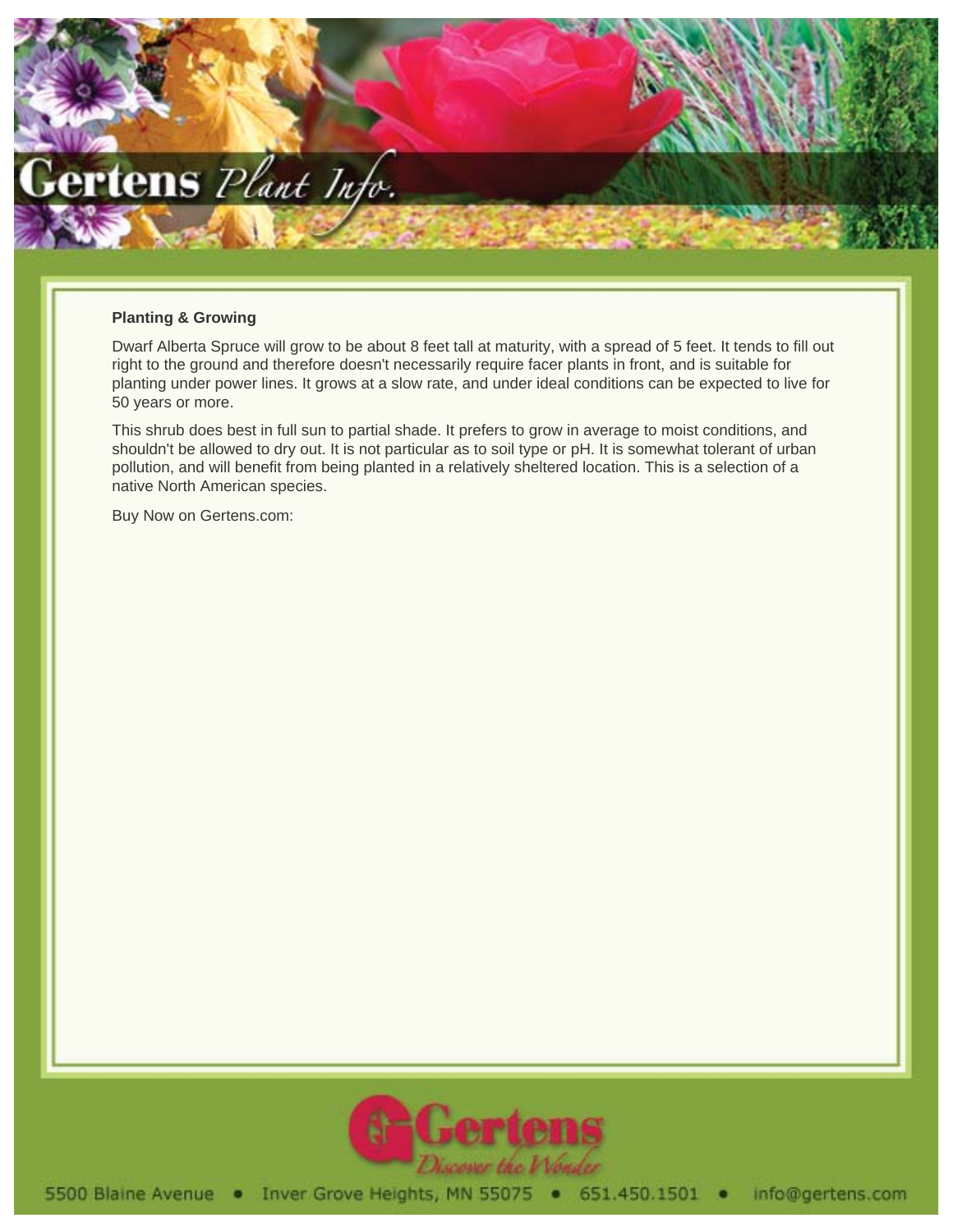### Planting & Growing

Dwarf Alberta Spruce will grow to be about 8 feet tall at maturity, with a spread of 5 feet. It tends to fill out right to the ground and therefore doesn't necessarily require facer plants in front, and is suitable for planting under power lines. It grows at a slow rate, and under ideal conditions can be expected to live for 50 years or more.

This shrub does best in full sun to partial shade. It prefers to grow in average to moist conditions, and shouldn't be allowed to dry out. It is not particular as to soil type or pH. It is somewhat tolerant of urban pollution, and will benefit from being planted in a relatively sheltered location. This is a selection of a native North American species.

Buy Now on Gertens.com: